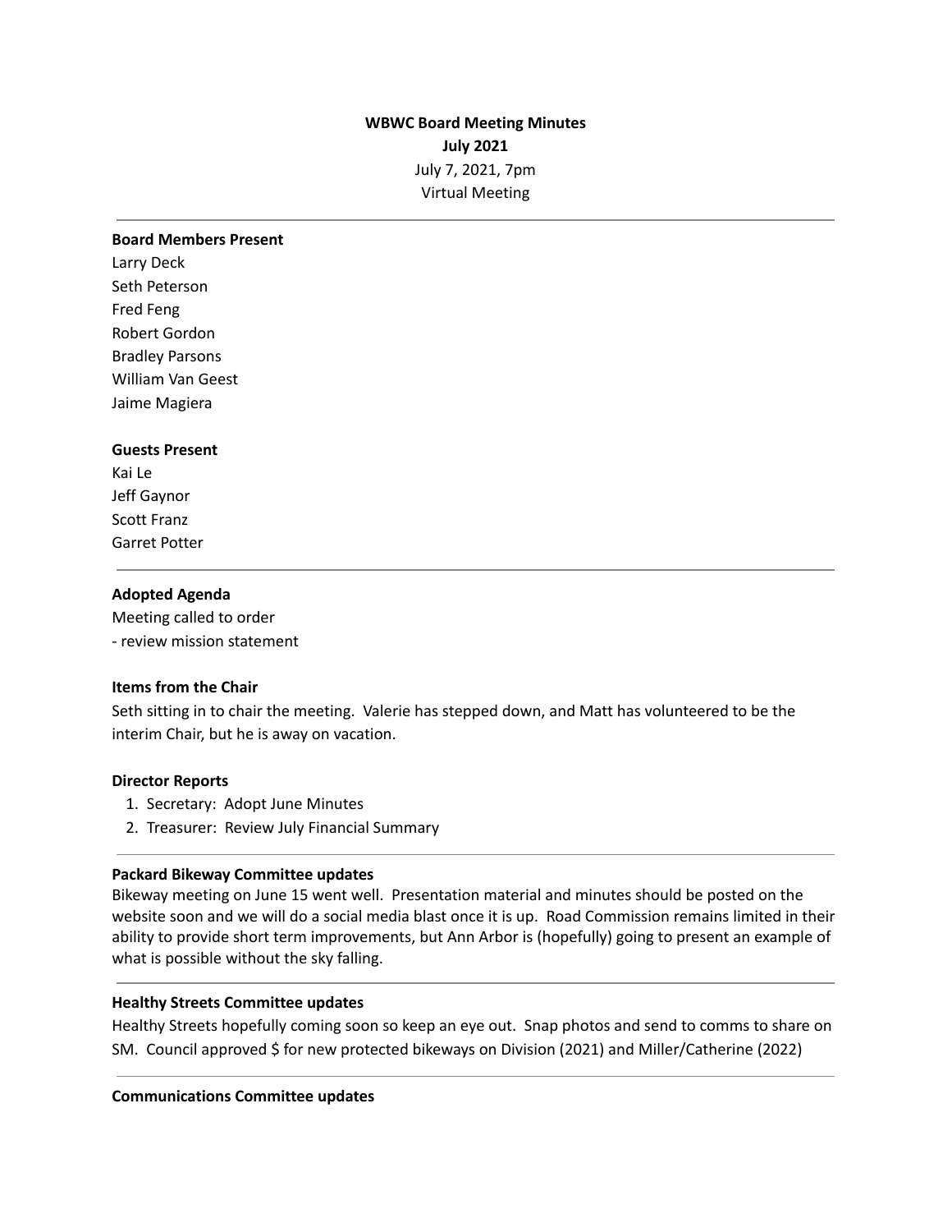**WBWC Board Meeting Minutes**
**July 2021**
July 7, 2021, 7pm
Virtual Meeting

---

**Board Members Present**
Larry Deck
Seth Peterson
Fred Feng
Robert Gordon
Bradley Parsons
William Van Geest
Jaime Magiera

**Guests Present**
Kai Le
Jeff Gaynor
Scott Franz
Garret Potter

---

**Adopted Agenda**
Meeting called to order
- review mission statement

**Items from the Chair**
Seth sitting in to chair the meeting. Valerie has stepped down, and Matt has volunteered to be the interim Chair, but he is away on vacation.

**Director Reports**
1. Secretary: Adopt June Minutes
2. Treasurer: Review July Financial Summary

---

**Packard Bikeway Committee updates**
Bikeway meeting on June 15 went well. Presentation material and minutes should be posted on the website soon and we will do a social media blast once it is up. Road Commission remains limited in their ability to provide short term improvements, but Ann Arbor is (hopefully) going to present an example of what is possible without the sky falling.

---

**Healthy Streets Committee updates**
Healthy Streets hopefully coming soon so keep an eye out. Snap photos and send to comms to share on SM. Council approved $ for new protected bikeways on Division (2021) and Miller/Catherine (2022)

---

**Communications Committee updates**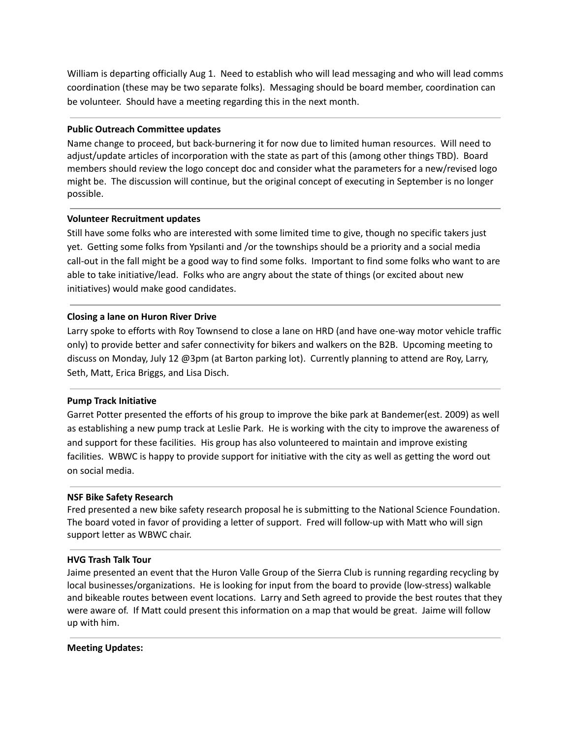William is departing officially Aug 1. Need to establish who will lead messaging and who will lead comms coordination (these may be two separate folks). Messaging should be board member, coordination can be volunteer. Should have a meeting regarding this in the next month.

---

**Public Outreach Committee updates**

Name change to proceed, but back-burnering it for now due to limited human resources. Will need to adjust/update articles of incorporation with the state as part of this (among other things TBD). Board members should review the logo concept doc and consider what the parameters for a new/revised logo might be. The discussion will continue, but the original concept of executing in September is no longer possible.

---

**Volunteer Recruitment updates**

Still have some folks who are interested with some limited time to give, though no specific takers just yet. Getting some folks from Ypsilanti and /or the townships should be a priority and a social media call-out in the fall might be a good way to find some folks. Important to find some folks who want to are able to take initiative/lead. Folks who are angry about the state of things (or excited about new initiatives) would make good candidates.

---

**Closing a lane on Huron River Drive**

Larry spoke to efforts with Roy Townsend to close a lane on HRD (and have one-way motor vehicle traffic only) to provide better and safer connectivity for bikers and walkers on the B2B. Upcoming meeting to discuss on Monday, July 12 @3pm (at Barton parking lot). Currently planning to attend are Roy, Larry, Seth, Matt, Erica Briggs, and Lisa Disch.

---

**Pump Track Initiative**

Garret Potter presented the efforts of his group to improve the bike park at Bandemer(est. 2009) as well as establishing a new pump track at Leslie Park. He is working with the city to improve the awareness of and support for these facilities. His group has also volunteered to maintain and improve existing facilities. WBWC is happy to provide support for initiative with the city as well as getting the word out on social media.

---

**NSF Bike Safety Research**

Fred presented a new bike safety research proposal he is submitting to the National Science Foundation. The board voted in favor of providing a letter of support. Fred will follow-up with Matt who will sign support letter as WBWC chair.

---

**HVG Trash Talk Tour**

Jaime presented an event that the Huron Valle Group of the Sierra Club is running regarding recycling by local businesses/organizations. He is looking for input from the board to provide (low-stress) walkable and bikeable routes between event locations. Larry and Seth agreed to provide the best routes that they were aware of. If Matt could present this information on a map that would be great. Jaime will follow up with him.

---

**Meeting Updates:**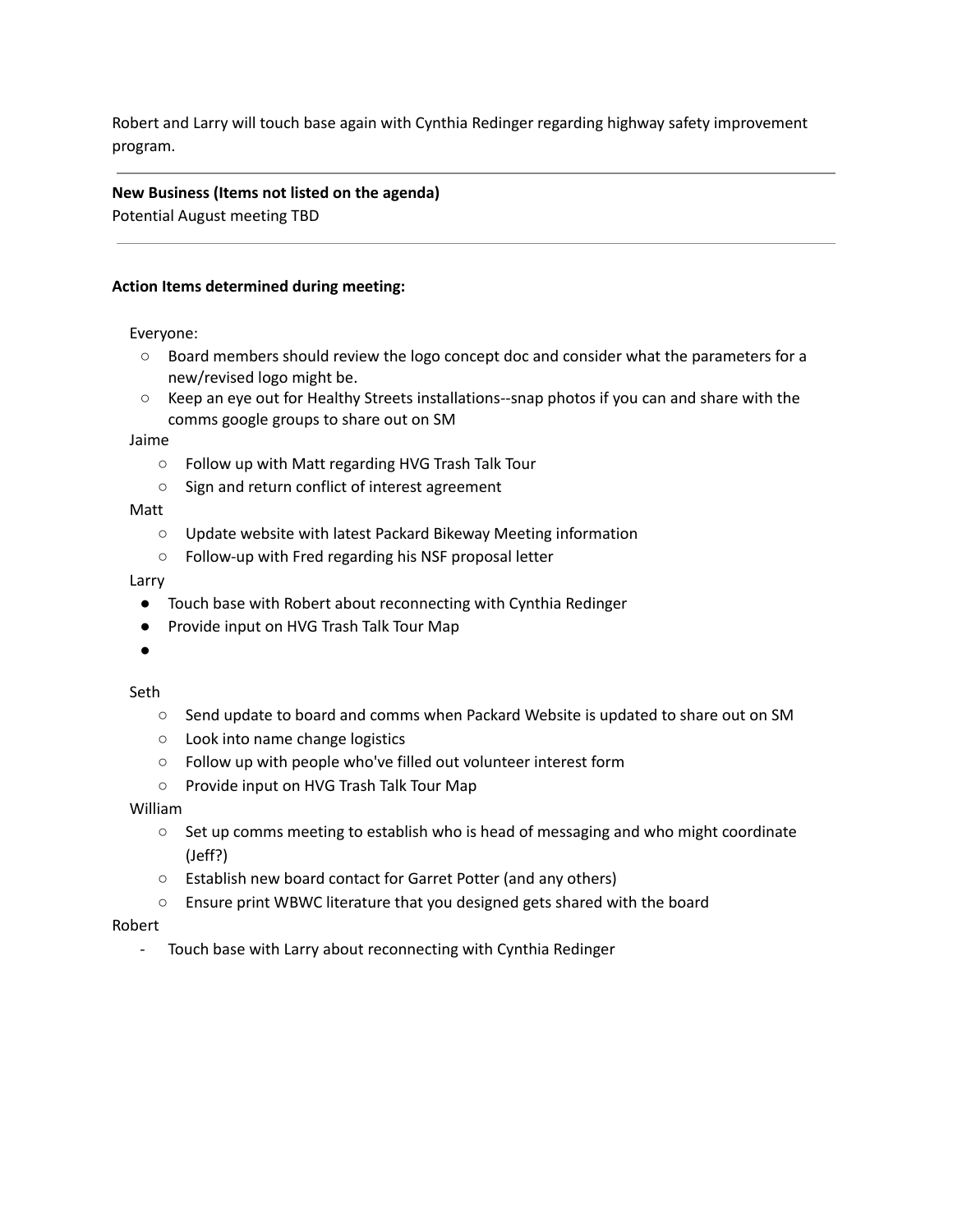Robert and Larry will touch base again with Cynthia Redinger regarding highway safety improvement program.

---

**New Business (Items not listed on the agenda)**

Potential August meeting TBD

---

**Action Items determined during meeting:**

Everyone:

- Board members should review the logo concept doc and consider what the parameters for a new/revised logo might be.
- Keep an eye out for Healthy Streets installations--snap photos if you can and share with the comms google groups to share out on SM

Jaime

- Follow up with Matt regarding HVG Trash Talk Tour
- Sign and return conflict of interest agreement

Matt

- Update website with latest Packard Bikeway Meeting information
- Follow-up with Fred regarding his NSF proposal letter

Larry

- Touch base with Robert about reconnecting with Cynthia Redinger
- Provide input on HVG Trash Talk Tour Map

Seth

- Send update to board and comms when Packard Website is updated to share out on SM
- Look into name change logistics
- Follow up with people who've filled out volunteer interest form
- Provide input on HVG Trash Talk Tour Map

William

- Set up comms meeting to establish who is head of messaging and who might coordinate (Jeff?)
- Establish new board contact for Garret Potter (and any others)
- Ensure print WBWC literature that you designed gets shared with the board

Robert

- Touch base with Larry about reconnecting with Cynthia Redinger